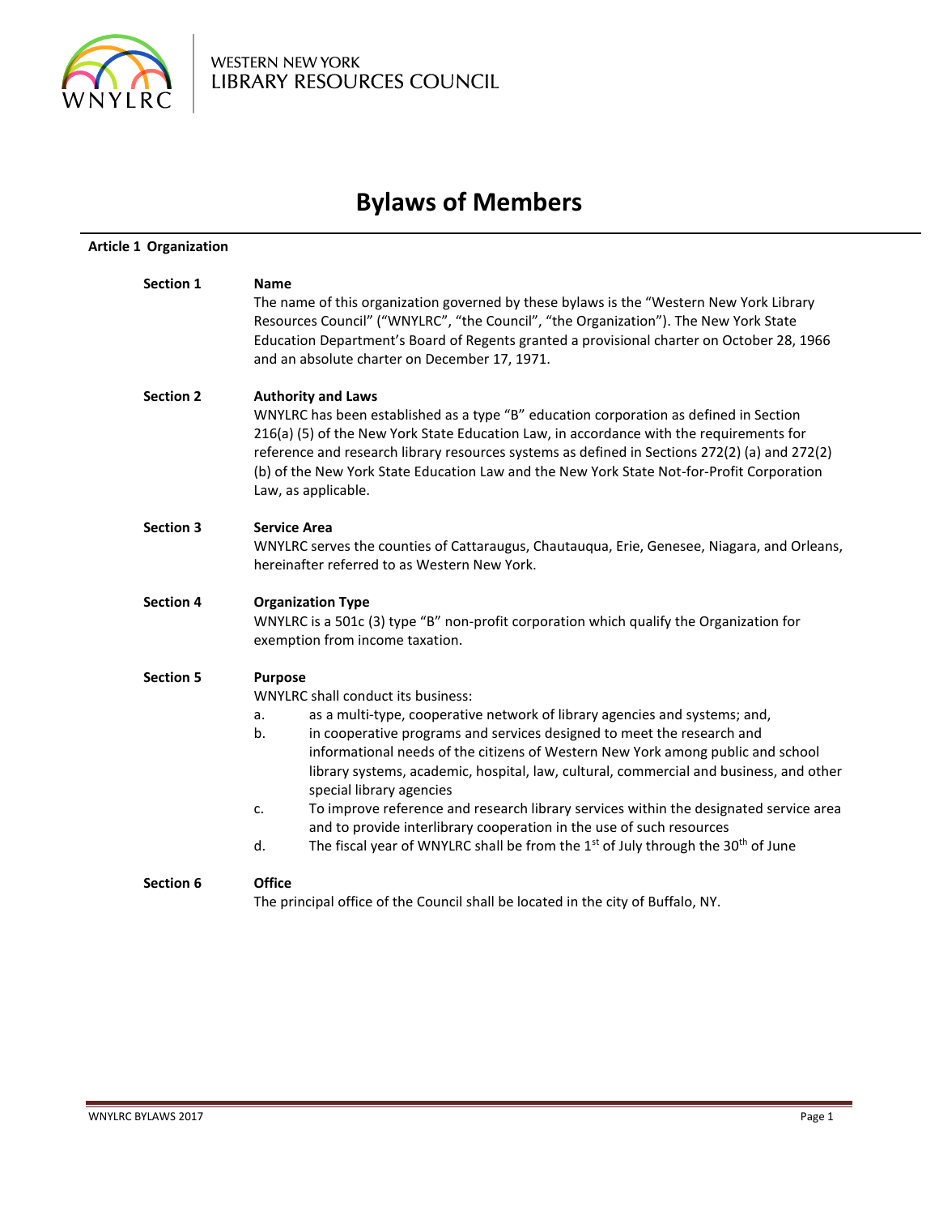WESTERN NEW YORK
LIBRARY RESOURCES COUNCIL

# Bylaws of Members

## Article 1 Organization

**Section 1** **Name**

The name of this organization governed by these bylaws is the "Western New York Library Resources Council" ("WNYLRC", "the Council", "the Organization"). The New York State Education Department's Board of Regents granted a provisional charter on October 28, 1966 and an absolute charter on December 17, 1971.

**Section 2** **Authority and Laws**

WNYLRC has been established as a type "B" education corporation as defined in Section 216(a) (5) of the New York State Education Law, in accordance with the requirements for reference and research library resources systems as defined in Sections 272(2) (a) and 272(2) (b) of the New York State Education Law and the New York State Not-for-Profit Corporation Law, as applicable.

**Section 3** **Service Area**

WNYLRC serves the counties of Cattaraugus, Chautauqua, Erie, Genesee, Niagara, and Orleans, hereinafter referred to as Western New York.

**Section 4** **Organization Type**

WNYLRC is a 501c (3) type "B" non-profit corporation which qualify the Organization for exemption from income taxation.

**Section 5** **Purpose**

WNYLRC shall conduct its business:

a. as a multi-type, cooperative network of library agencies and systems; and,
b. in cooperative programs and services designed to meet the research and informational needs of the citizens of Western New York among public and school library systems, academic, hospital, law, cultural, commercial and business, and other special library agencies
c. To improve reference and research library services within the designated service area and to provide interlibrary cooperation in the use of such resources
d. The fiscal year of WNYLRC shall be from the 1st of July through the 30th of June

**Section 6** **Office**

The principal office of the Council shall be located in the city of Buffalo, NY.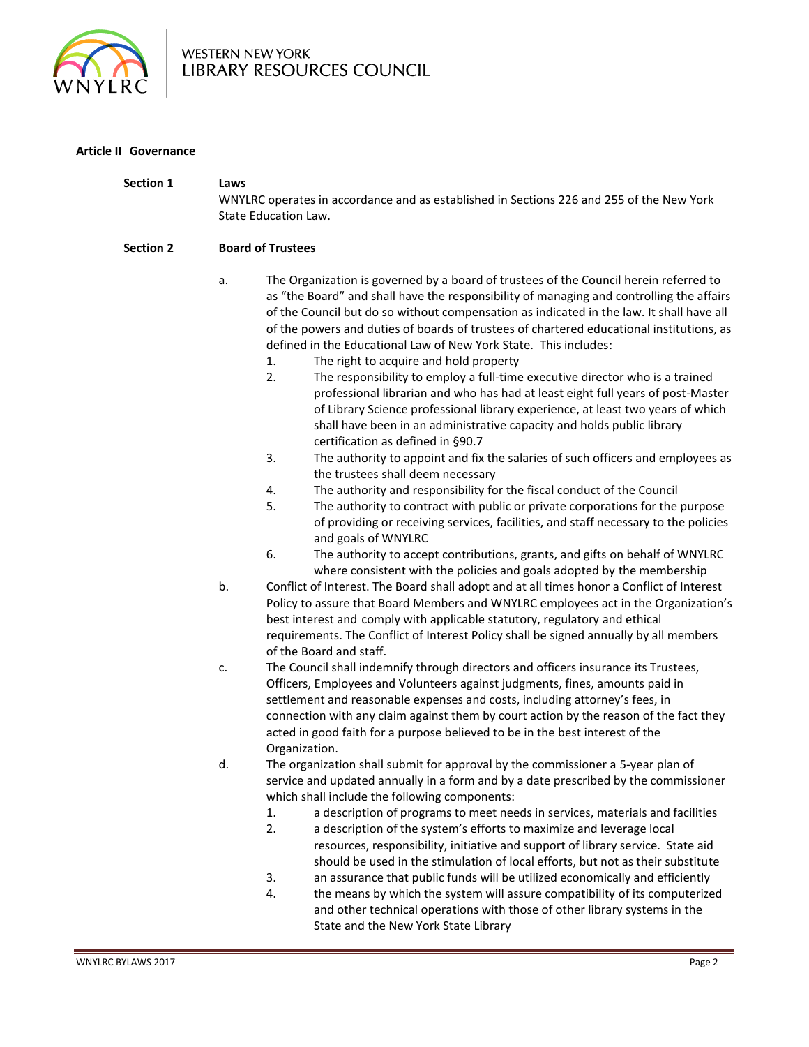**Article II Governance**

**Section 1 Laws**

WNYLRC operates in accordance and as established in Sections 226 and 255 of the New York State Education Law.

**Section 2 Board of Trustees**

a. The Organization is governed by a board of trustees of the Council herein referred to as "the Board" and shall have the responsibility of managing and controlling the affairs of the Council but do so without compensation as indicated in the law. It shall have all of the powers and duties of boards of trustees of chartered educational institutions, as defined in the Educational Law of New York State. This includes:

1. The right to acquire and hold property
2. The responsibility to employ a full-time executive director who is a trained professional librarian and who has had at least eight full years of post-Master of Library Science professional library experience, at least two years of which shall have been in an administrative capacity and holds public library certification as defined in §90.7
3. The authority to appoint and fix the salaries of such officers and employees as the trustees shall deem necessary
4. The authority and responsibility for the fiscal conduct of the Council
5. The authority to contract with public or private corporations for the purpose of providing or receiving services, facilities, and staff necessary to the policies and goals of WNYLRC
6. The authority to accept contributions, grants, and gifts on behalf of WNYLRC where consistent with the policies and goals adopted by the membership

b. Conflict of Interest. The Board shall adopt and at all times honor a Conflict of Interest Policy to assure that Board Members and WNYLRC employees act in the Organization's best interest and comply with applicable statutory, regulatory and ethical requirements. The Conflict of Interest Policy shall be signed annually by all members of the Board and staff.

c. The Council shall indemnify through directors and officers insurance its Trustees, Officers, Employees and Volunteers against judgments, fines, amounts paid in settlement and reasonable expenses and costs, including attorney's fees, in connection with any claim against them by court action by the reason of the fact they acted in good faith for a purpose believed to be in the best interest of the Organization.

d. The organization shall submit for approval by the commissioner a 5-year plan of service and updated annually in a form and by a date prescribed by the commissioner which shall include the following components:

1. a description of programs to meet needs in services, materials and facilities
2. a description of the system's efforts to maximize and leverage local resources, responsibility, initiative and support of library service. State aid should be used in the stimulation of local efforts, but not as their substitute
3. an assurance that public funds will be utilized economically and efficiently
4. the means by which the system will assure compatibility of its computerized and other technical operations with those of other library systems in the State and the New York State Library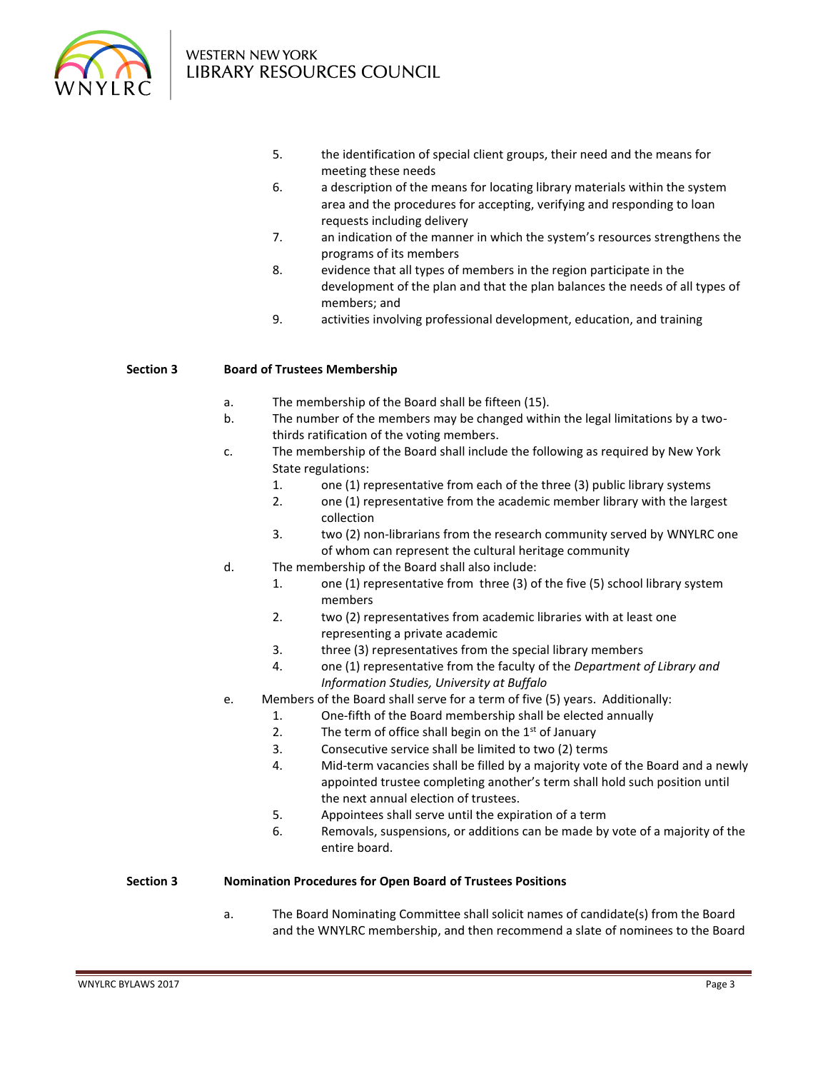5. the identification of special client groups, their need and the means for meeting these needs
6. a description of the means for locating library materials within the system area and the procedures for accepting, verifying and responding to loan requests including delivery
7. an indication of the manner in which the system's resources strengthens the programs of its members
8. evidence that all types of members in the region participate in the development of the plan and that the plan balances the needs of all types of members; and
9. activities involving professional development, education, and training

**Section 3 Board of Trustees Membership**

a. The membership of the Board shall be fifteen (15).

b. The number of the members may be changed within the legal limitations by a two-thirds ratification of the voting members.

c. The membership of the Board shall include the following as required by New York State regulations:
   1. one (1) representative from each of the three (3) public library systems
   2. one (1) representative from the academic member library with the largest collection
   3. two (2) non-librarians from the research community served by WNYLRC one of whom can represent the cultural heritage community

d. The membership of the Board shall also include:
   1. one (1) representative from three (3) of the five (5) school library system members
   2. two (2) representatives from academic libraries with at least one representing a private academic
   3. three (3) representatives from the special library members
   4. one (1) representative from the faculty of the *Department of Library and Information Studies, University at Buffalo*

e. Members of the Board shall serve for a term of five (5) years. Additionally:
   1. One-fifth of the Board membership shall be elected annually
   2. The term of office shall begin on the 1st of January
   3. Consecutive service shall be limited to two (2) terms
   4. Mid-term vacancies shall be filled by a majority vote of the Board and a newly appointed trustee completing another's term shall hold such position until the next annual election of trustees.
   5. Appointees shall serve until the expiration of a term
   6. Removals, suspensions, or additions can be made by vote of a majority of the entire board.

**Section 3 Nomination Procedures for Open Board of Trustees Positions**

a. The Board Nominating Committee shall solicit names of candidate(s) from the Board and the WNYLRC membership, and then recommend a slate of nominees to the Board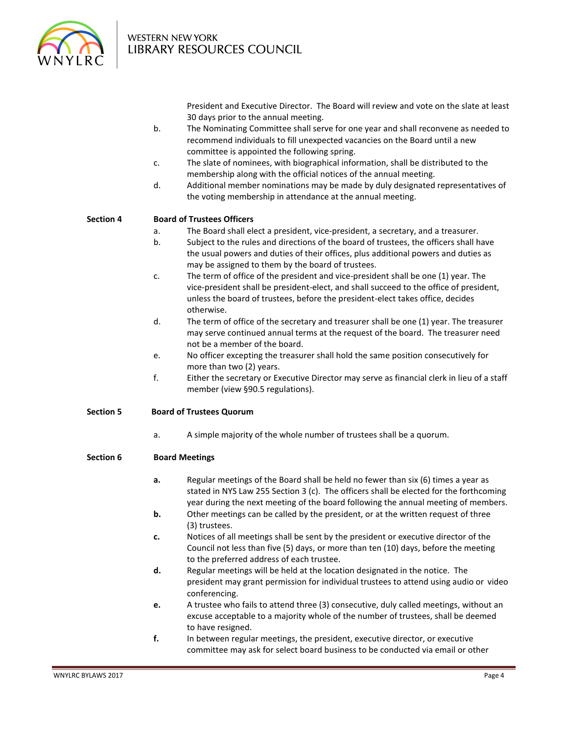President and Executive Director. The Board will review and vote on the slate at least 30 days prior to the annual meeting.

b. The Nominating Committee shall serve for one year and shall reconvene as needed to recommend individuals to fill unexpected vacancies on the Board until a new committee is appointed the following spring.

c. The slate of nominees, with biographical information, shall be distributed to the membership along with the official notices of the annual meeting.

d. Additional member nominations may be made by duly designated representatives of the voting membership in attendance at the annual meeting.

**Section 4 Board of Trustees Officers**

a. The Board shall elect a president, vice-president, a secretary, and a treasurer.

b. Subject to the rules and directions of the board of trustees, the officers shall have the usual powers and duties of their offices, plus additional powers and duties as may be assigned to them by the board of trustees.

c. The term of office of the president and vice-president shall be one (1) year. The vice-president shall be president-elect, and shall succeed to the office of president, unless the board of trustees, before the president-elect takes office, decides otherwise.

d. The term of office of the secretary and treasurer shall be one (1) year. The treasurer may serve continued annual terms at the request of the board. The treasurer need not be a member of the board.

e. No officer excepting the treasurer shall hold the same position consecutively for more than two (2) years.

f. Either the secretary or Executive Director may serve as financial clerk in lieu of a staff member (view §90.5 regulations).

**Section 5 Board of Trustees Quorum**

a. A simple majority of the whole number of trustees shall be a quorum.

**Section 6 Board Meetings**

**a.** Regular meetings of the Board shall be held no fewer than six (6) times a year as stated in NYS Law 255 Section 3 (c). The officers shall be elected for the forthcoming year during the next meeting of the board following the annual meeting of members.

**b.** Other meetings can be called by the president, or at the written request of three (3) trustees.

**c.** Notices of all meetings shall be sent by the president or executive director of the Council not less than five (5) days, or more than ten (10) days, before the meeting to the preferred address of each trustee.

**d.** Regular meetings will be held at the location designated in the notice. The president may grant permission for individual trustees to attend using audio or video conferencing.

**e.** A trustee who fails to attend three (3) consecutive, duly called meetings, without an excuse acceptable to a majority whole of the number of trustees, shall be deemed to have resigned.

**f.** In between regular meetings, the president, executive director, or executive committee may ask for select board business to be conducted via email or other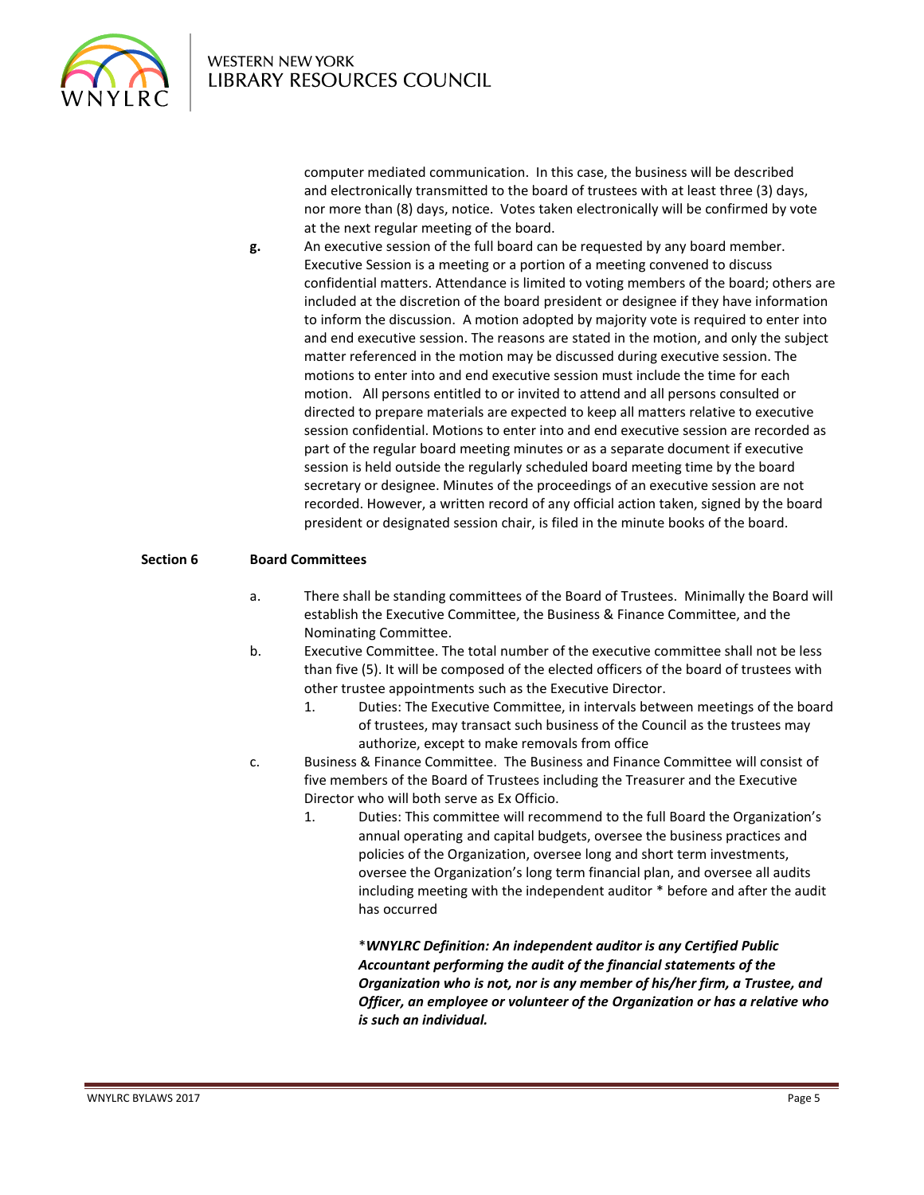computer mediated communication. In this case, the business will be described and electronically transmitted to the board of trustees with at least three (3) days, nor more than (8) days, notice. Votes taken electronically will be confirmed by vote at the next regular meeting of the board.

**g.** An executive session of the full board can be requested by any board member. Executive Session is a meeting or a portion of a meeting convened to discuss confidential matters. Attendance is limited to voting members of the board; others are included at the discretion of the board president or designee if they have information to inform the discussion. A motion adopted by majority vote is required to enter into and end executive session. The reasons are stated in the motion, and only the subject matter referenced in the motion may be discussed during executive session. The motions to enter into and end executive session must include the time for each motion. All persons entitled to or invited to attend and all persons consulted or directed to prepare materials are expected to keep all matters relative to executive session confidential. Motions to enter into and end executive session are recorded as part of the regular board meeting minutes or as a separate document if executive session is held outside the regularly scheduled board meeting time by the board secretary or designee. Minutes of the proceedings of an executive session are not recorded. However, a written record of any official action taken, signed by the board president or designated session chair, is filed in the minute books of the board.

## Section 6 Board Committees

a. There shall be standing committees of the Board of Trustees. Minimally the Board will establish the Executive Committee, the Business & Finance Committee, and the Nominating Committee.

b. Executive Committee. The total number of the executive committee shall not be less than five (5). It will be composed of the elected officers of the board of trustees with other trustee appointments such as the Executive Director.

   1. Duties: The Executive Committee, in intervals between meetings of the board of trustees, may transact such business of the Council as the trustees may authorize, except to make removals from office

c. Business & Finance Committee. The Business and Finance Committee will consist of five members of the Board of Trustees including the Treasurer and the Executive Director who will both serve as Ex Officio.

   1. Duties: This committee will recommend to the full Board the Organization's annual operating and capital budgets, oversee the business practices and policies of the Organization, oversee long and short term investments, oversee the Organization's long term financial plan, and oversee all audits including meeting with the independent auditor * before and after the audit has occurred

      *\****WNYLRC Definition: An independent auditor is any Certified Public Accountant performing the audit of the financial statements of the Organization who is not, nor is any member of his/her firm, a Trustee, and Officer, an employee or volunteer of the Organization or has a relative who is such an individual.***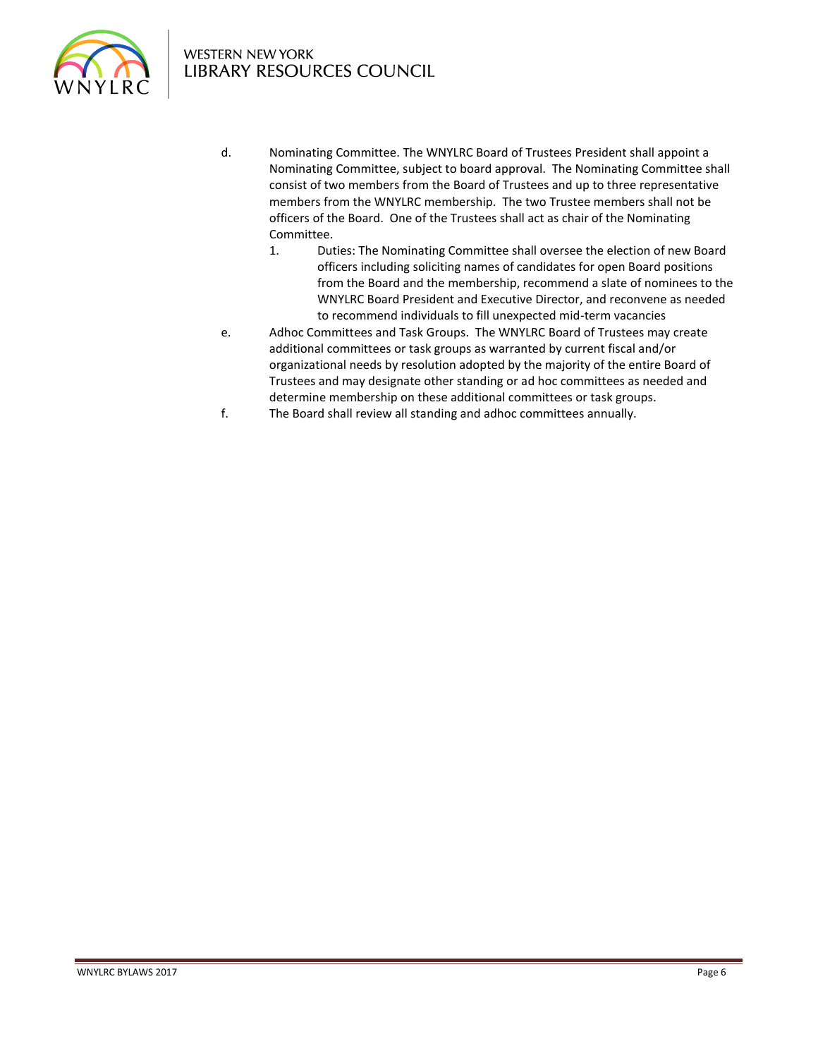d. Nominating Committee. The WNYLRC Board of Trustees President shall appoint a Nominating Committee, subject to board approval. The Nominating Committee shall consist of two members from the Board of Trustees and up to three representative members from the WNYLRC membership. The two Trustee members shall not be officers of the Board. One of the Trustees shall act as chair of the Nominating Committee.

   1. Duties: The Nominating Committee shall oversee the election of new Board officers including soliciting names of candidates for open Board positions from the Board and the membership, recommend a slate of nominees to the WNYLRC Board President and Executive Director, and reconvene as needed to recommend individuals to fill unexpected mid-term vacancies

e. Adhoc Committees and Task Groups. The WNYLRC Board of Trustees may create additional committees or task groups as warranted by current fiscal and/or organizational needs by resolution adopted by the majority of the entire Board of Trustees and may designate other standing or ad hoc committees as needed and determine membership on these additional committees or task groups.

f. The Board shall review all standing and adhoc committees annually.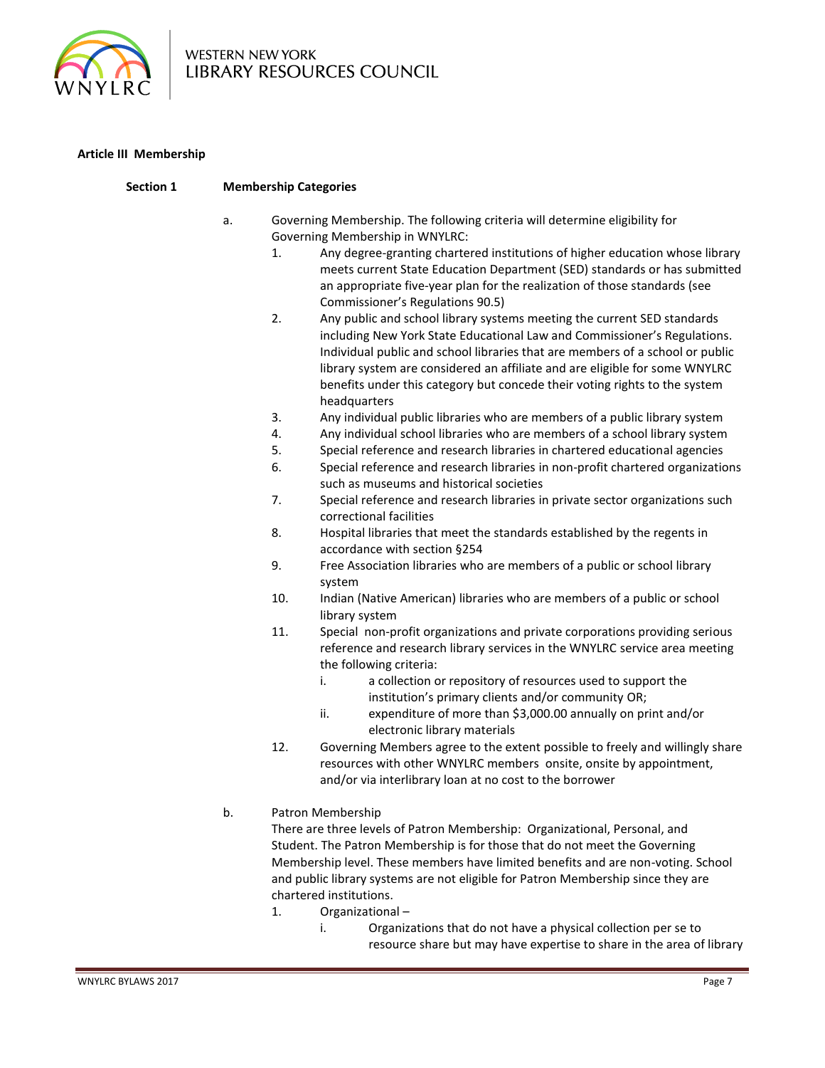## Article III Membership

### Section 1 Membership Categories

a. Governing Membership. The following criteria will determine eligibility for Governing Membership in WNYLRC:

1. Any degree-granting chartered institutions of higher education whose library meets current State Education Department (SED) standards or has submitted an appropriate five-year plan for the realization of those standards (see Commissioner's Regulations 90.5)
2. Any public and school library systems meeting the current SED standards including New York State Educational Law and Commissioner's Regulations. Individual public and school libraries that are members of a school or public library system are considered an affiliate and are eligible for some WNYLRC benefits under this category but concede their voting rights to the system headquarters
3. Any individual public libraries who are members of a public library system
4. Any individual school libraries who are members of a school library system
5. Special reference and research libraries in chartered educational agencies
6. Special reference and research libraries in non-profit chartered organizations such as museums and historical societies
7. Special reference and research libraries in private sector organizations such correctional facilities
8. Hospital libraries that meet the standards established by the regents in accordance with section §254
9. Free Association libraries who are members of a public or school library system
10. Indian (Native American) libraries who are members of a public or school library system
11. Special non-profit organizations and private corporations providing serious reference and research library services in the WNYLRC service area meeting the following criteria:
    i. a collection or repository of resources used to support the institution's primary clients and/or community OR;
    ii. expenditure of more than $3,000.00 annually on print and/or electronic library materials
12. Governing Members agree to the extent possible to freely and willingly share resources with other WNYLRC members onsite, onsite by appointment, and/or via interlibrary loan at no cost to the borrower

b. Patron Membership
There are three levels of Patron Membership: Organizational, Personal, and Student. The Patron Membership is for those that do not meet the Governing Membership level. These members have limited benefits and are non-voting. School and public library systems are not eligible for Patron Membership since they are chartered institutions.

1. Organizational –
    i. Organizations that do not have a physical collection per se to resource share but may have expertise to share in the area of library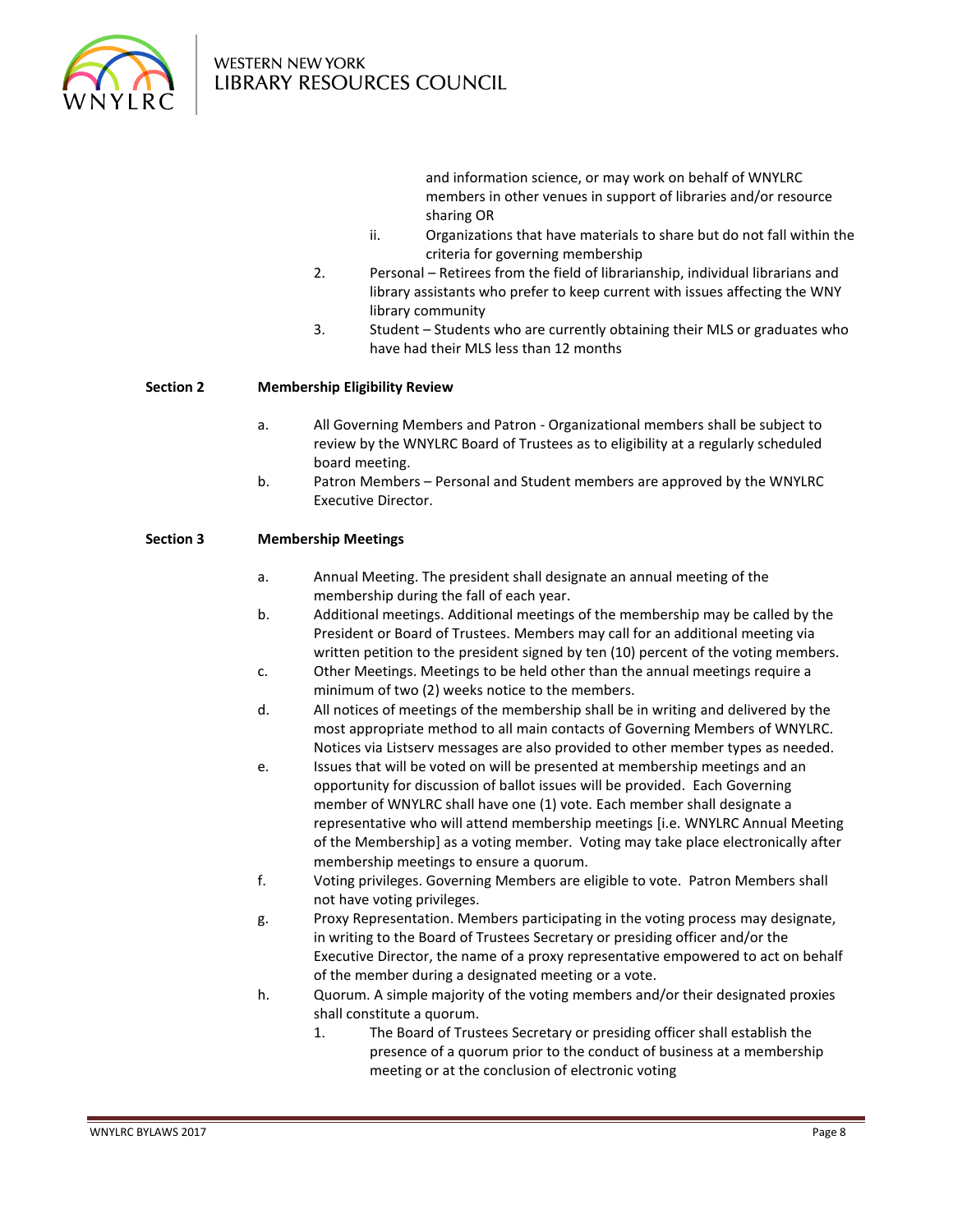and information science, or may work on behalf of WNYLRC members in other venues in support of libraries and/or resource sharing OR

ii. Organizations that have materials to share but do not fall within the criteria for governing membership

2. Personal – Retirees from the field of librarianship, individual librarians and library assistants who prefer to keep current with issues affecting the WNY library community

3. Student – Students who are currently obtaining their MLS or graduates who have had their MLS less than 12 months

**Section 2 Membership Eligibility Review**

a. All Governing Members and Patron - Organizational members shall be subject to review by the WNYLRC Board of Trustees as to eligibility at a regularly scheduled board meeting.

b. Patron Members – Personal and Student members are approved by the WNYLRC Executive Director.

**Section 3 Membership Meetings**

a. Annual Meeting. The president shall designate an annual meeting of the membership during the fall of each year.

b. Additional meetings. Additional meetings of the membership may be called by the President or Board of Trustees. Members may call for an additional meeting via written petition to the president signed by ten (10) percent of the voting members.

c. Other Meetings. Meetings to be held other than the annual meetings require a minimum of two (2) weeks notice to the members.

d. All notices of meetings of the membership shall be in writing and delivered by the most appropriate method to all main contacts of Governing Members of WNYLRC. Notices via Listserv messages are also provided to other member types as needed.

e. Issues that will be voted on will be presented at membership meetings and an opportunity for discussion of ballot issues will be provided. Each Governing member of WNYLRC shall have one (1) vote. Each member shall designate a representative who will attend membership meetings [i.e. WNYLRC Annual Meeting of the Membership] as a voting member. Voting may take place electronically after membership meetings to ensure a quorum.

f. Voting privileges. Governing Members are eligible to vote. Patron Members shall not have voting privileges.

g. Proxy Representation. Members participating in the voting process may designate, in writing to the Board of Trustees Secretary or presiding officer and/or the Executive Director, the name of a proxy representative empowered to act on behalf of the member during a designated meeting or a vote.

h. Quorum. A simple majority of the voting members and/or their designated proxies shall constitute a quorum.

1. The Board of Trustees Secretary or presiding officer shall establish the presence of a quorum prior to the conduct of business at a membership meeting or at the conclusion of electronic voting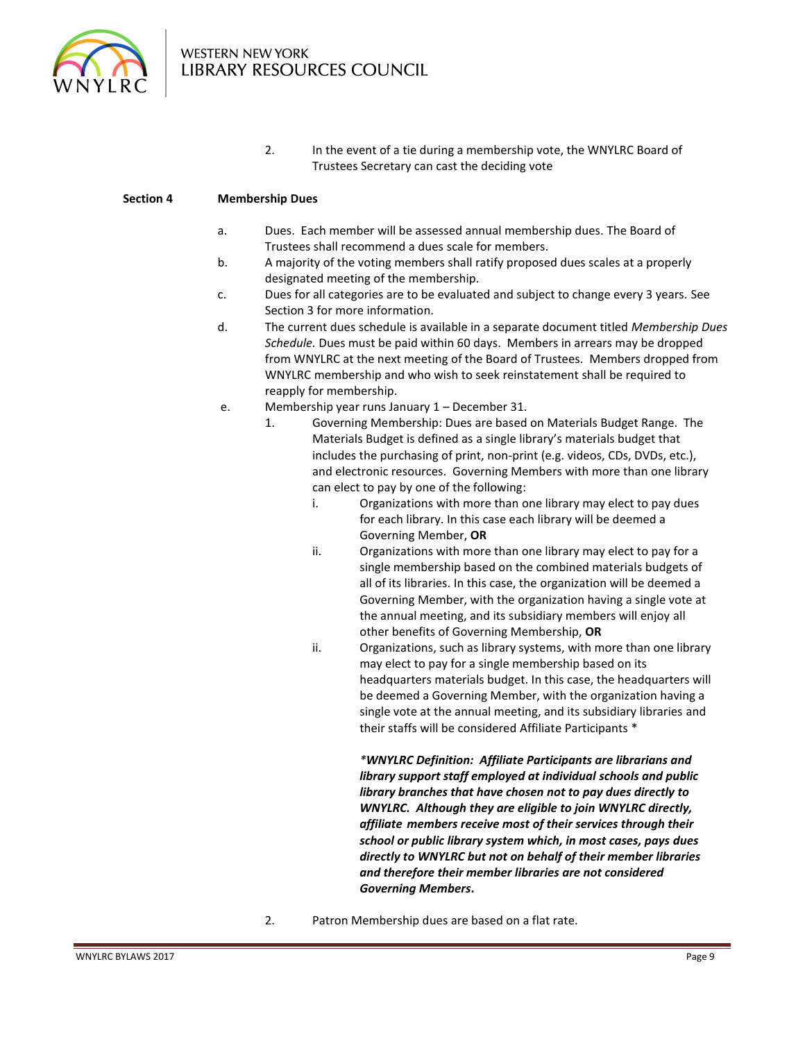2. In the event of a tie during a membership vote, the WNYLRC Board of Trustees Secretary can cast the deciding vote

**Section 4 Membership Dues**

a. Dues. Each member will be assessed annual membership dues. The Board of Trustees shall recommend a dues scale for members.

b. A majority of the voting members shall ratify proposed dues scales at a properly designated meeting of the membership.

c. Dues for all categories are to be evaluated and subject to change every 3 years. See Section 3 for more information.

d. The current dues schedule is available in a separate document titled *Membership Dues Schedule.* Dues must be paid within 60 days. Members in arrears may be dropped from WNYLRC at the next meeting of the Board of Trustees. Members dropped from WNYLRC membership and who wish to seek reinstatement shall be required to reapply for membership.

e. Membership year runs January 1 – December 31.

1. Governing Membership: Dues are based on Materials Budget Range. The Materials Budget is defined as a single library's materials budget that includes the purchasing of print, non-print (e.g. videos, CDs, DVDs, etc.), and electronic resources. Governing Members with more than one library can elect to pay by one of the following:

   i. Organizations with more than one library may elect to pay dues for each library. In this case each library will be deemed a Governing Member, **OR**

   ii. Organizations with more than one library may elect to pay for a single membership based on the combined materials budgets of all of its libraries. In this case, the organization will be deemed a Governing Member, with the organization having a single vote at the annual meeting, and its subsidiary members will enjoy all other benefits of Governing Membership, **OR**

   ii. Organizations, such as library systems, with more than one library may elect to pay for a single membership based on its headquarters materials budget. In this case, the headquarters will be deemed a Governing Member, with the organization having a single vote at the annual meeting, and its subsidiary libraries and their staffs will be considered Affiliate Participants *

   ***WNYLRC Definition: Affiliate Participants are librarians and library support staff employed at individual schools and public library branches that have chosen not to pay dues directly to WNYLRC. Although they are eligible to join WNYLRC directly, affiliate members receive most of their services through their school or public library system which, in most cases, pays dues directly to WNYLRC but not on behalf of their member libraries and therefore their member libraries are not considered Governing Members.***

2. Patron Membership dues are based on a flat rate.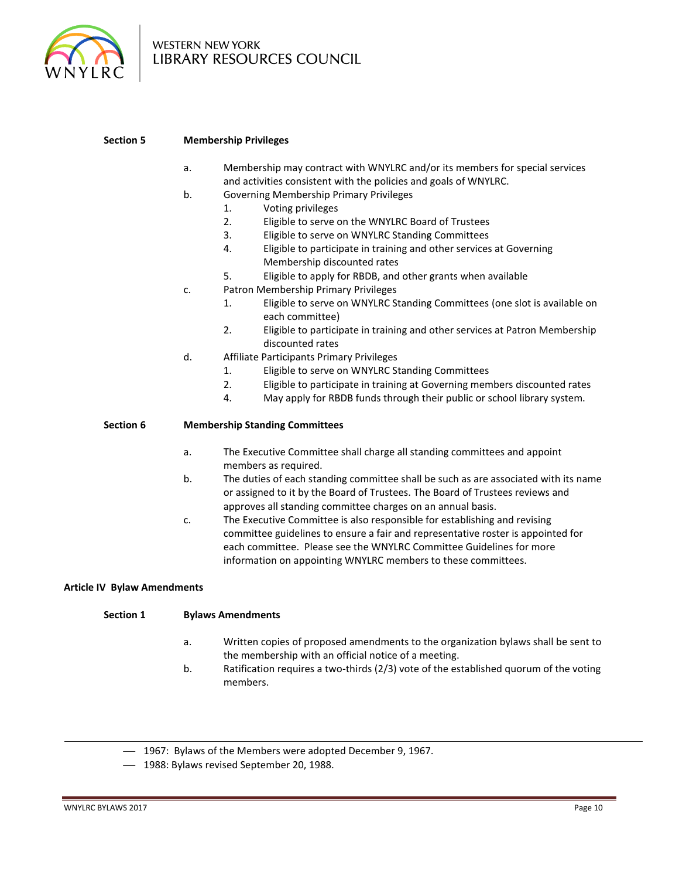**Section 5 Membership Privileges**

a. Membership may contract with WNYLRC and/or its members for special services and activities consistent with the policies and goals of WNYLRC.

b. Governing Membership Primary Privileges
   1. Voting privileges
   2. Eligible to serve on the WNYLRC Board of Trustees
   3. Eligible to serve on WNYLRC Standing Committees
   4. Eligible to participate in training and other services at Governing Membership discounted rates
   5. Eligible to apply for RBDB, and other grants when available

c. Patron Membership Primary Privileges
   1. Eligible to serve on WNYLRC Standing Committees (one slot is available on each committee)
   2. Eligible to participate in training and other services at Patron Membership discounted rates

d. Affiliate Participants Primary Privileges
   1. Eligible to serve on WNYLRC Standing Committees
   2. Eligible to participate in training at Governing members discounted rates
   4. May apply for RBDB funds through their public or school library system.

**Section 6 Membership Standing Committees**

a. The Executive Committee shall charge all standing committees and appoint members as required.

b. The duties of each standing committee shall be such as are associated with its name or assigned to it by the Board of Trustees. The Board of Trustees reviews and approves all standing committee charges on an annual basis.

c. The Executive Committee is also responsible for establishing and revising committee guidelines to ensure a fair and representative roster is appointed for each committee. Please see the WNYLRC Committee Guidelines for more information on appointing WNYLRC members to these committees.

## Article IV Bylaw Amendments

**Section 1 Bylaws Amendments**

a. Written copies of proposed amendments to the organization bylaws shall be sent to the membership with an official notice of a meeting.

b. Ratification requires a two-thirds (2/3) vote of the established quorum of the voting members.

---

- 1967: Bylaws of the Members were adopted December 9, 1967.
- 1988: Bylaws revised September 20, 1988.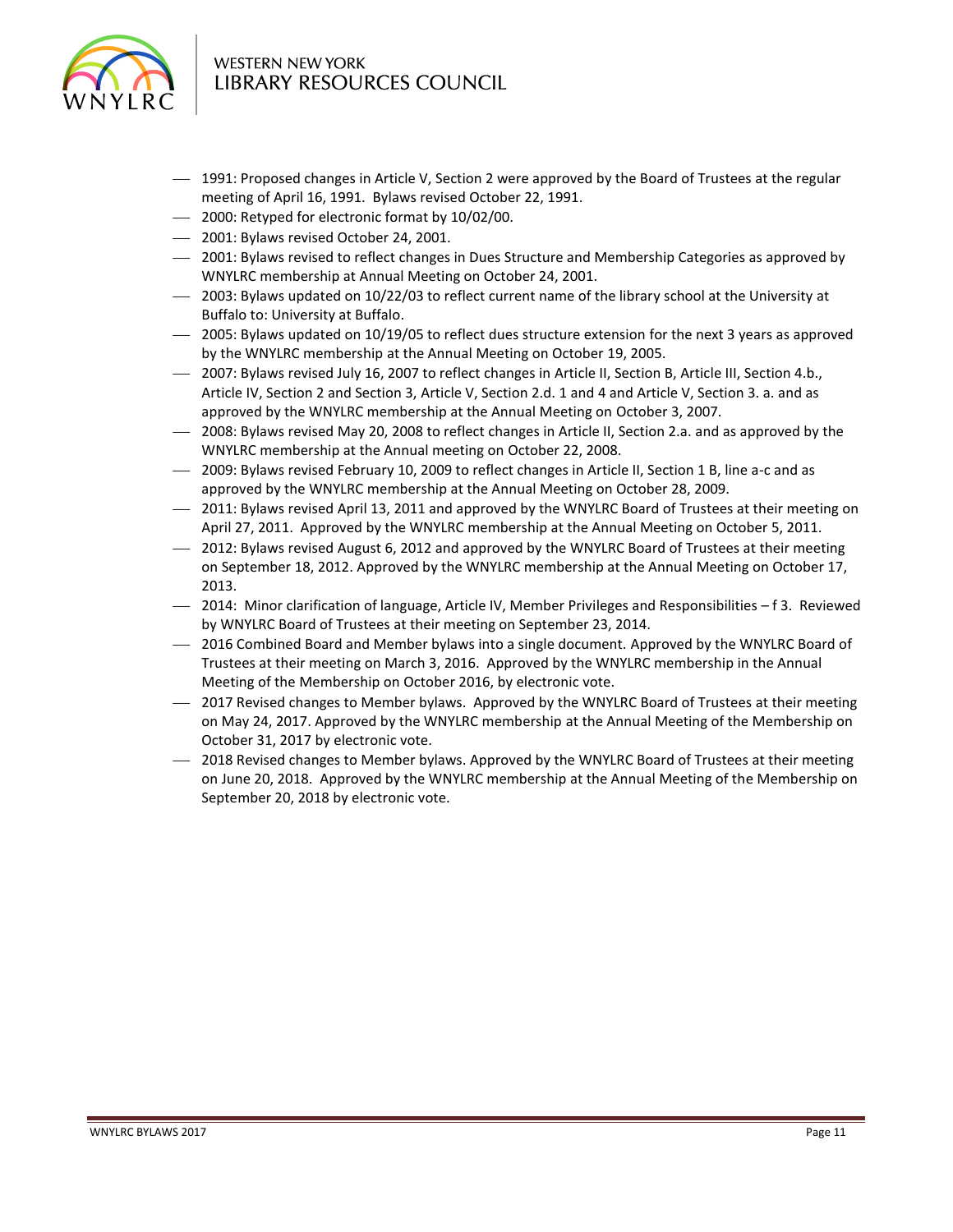- 1991: Proposed changes in Article V, Section 2 were approved by the Board of Trustees at the regular meeting of April 16, 1991. Bylaws revised October 22, 1991.
- 2000: Retyped for electronic format by 10/02/00.
- 2001: Bylaws revised October 24, 2001.
- 2001: Bylaws revised to reflect changes in Dues Structure and Membership Categories as approved by WNYLRC membership at Annual Meeting on October 24, 2001.
- 2003: Bylaws updated on 10/22/03 to reflect current name of the library school at the University at Buffalo to: University at Buffalo.
- 2005: Bylaws updated on 10/19/05 to reflect dues structure extension for the next 3 years as approved by the WNYLRC membership at the Annual Meeting on October 19, 2005.
- 2007: Bylaws revised July 16, 2007 to reflect changes in Article II, Section B, Article III, Section 4.b., Article IV, Section 2 and Section 3, Article V, Section 2.d. 1 and 4 and Article V, Section 3. a. and as approved by the WNYLRC membership at the Annual Meeting on October 3, 2007.
- 2008: Bylaws revised May 20, 2008 to reflect changes in Article II, Section 2.a. and as approved by the WNYLRC membership at the Annual meeting on October 22, 2008.
- 2009: Bylaws revised February 10, 2009 to reflect changes in Article II, Section 1 B, line a-c and as approved by the WNYLRC membership at the Annual Meeting on October 28, 2009.
- 2011: Bylaws revised April 13, 2011 and approved by the WNYLRC Board of Trustees at their meeting on April 27, 2011. Approved by the WNYLRC membership at the Annual Meeting on October 5, 2011.
- 2012: Bylaws revised August 6, 2012 and approved by the WNYLRC Board of Trustees at their meeting on September 18, 2012. Approved by the WNYLRC membership at the Annual Meeting on October 17, 2013.
- 2014: Minor clarification of language, Article IV, Member Privileges and Responsibilities – f 3. Reviewed by WNYLRC Board of Trustees at their meeting on September 23, 2014.
- 2016 Combined Board and Member bylaws into a single document. Approved by the WNYLRC Board of Trustees at their meeting on March 3, 2016. Approved by the WNYLRC membership in the Annual Meeting of the Membership on October 2016, by electronic vote.
- 2017 Revised changes to Member bylaws. Approved by the WNYLRC Board of Trustees at their meeting on May 24, 2017. Approved by the WNYLRC membership at the Annual Meeting of the Membership on October 31, 2017 by electronic vote.
- 2018 Revised changes to Member bylaws. Approved by the WNYLRC Board of Trustees at their meeting on June 20, 2018. Approved by the WNYLRC membership at the Annual Meeting of the Membership on September 20, 2018 by electronic vote.